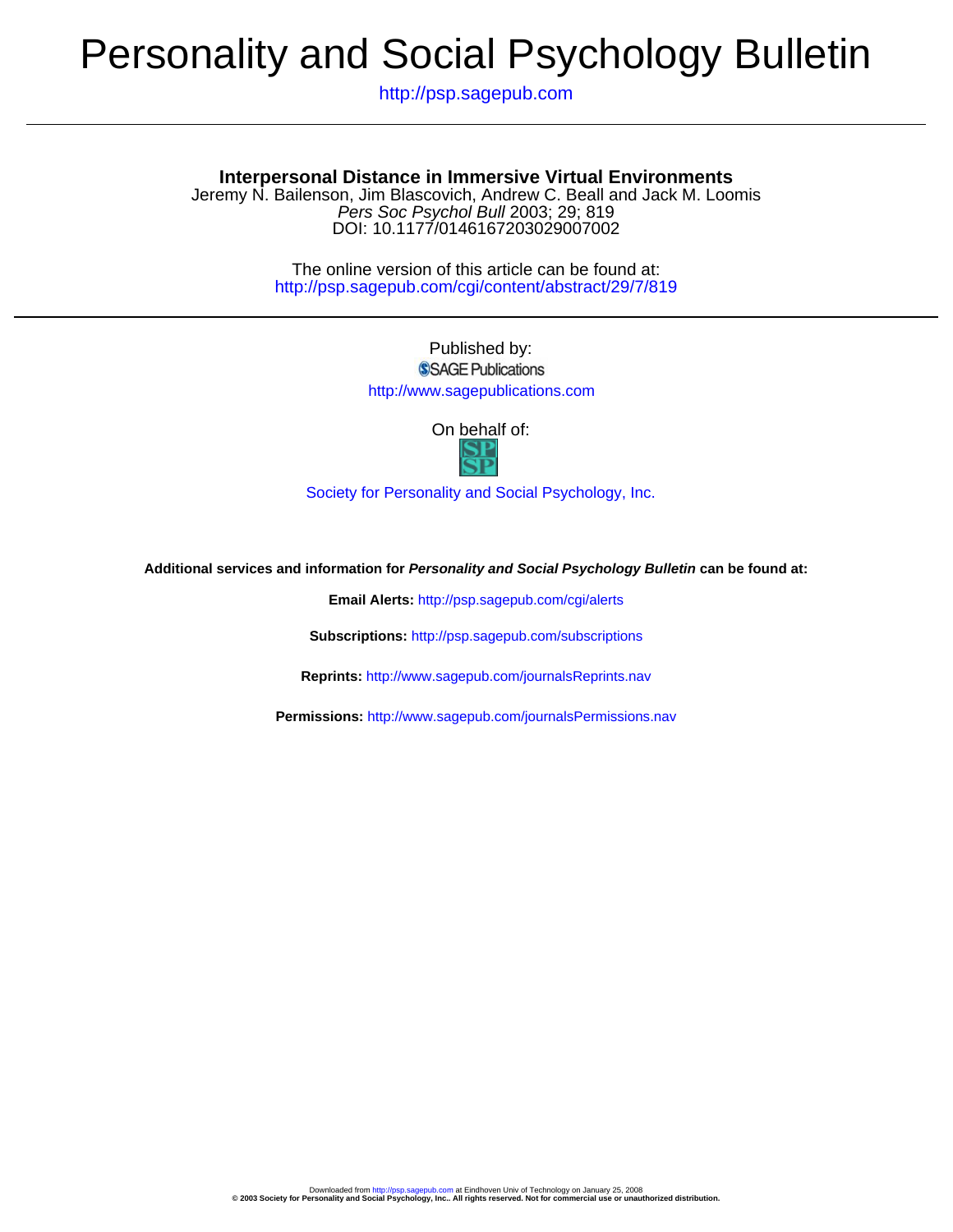# Personality and Social Psychology Bulletin

http://psp.sagepub.com

## Interpersonal Distance in Immersive Virtual Environments

Jeremy N. Bailenson, Jim Blascovich, Andrew C. Beall and Jack M. Loomis
*Pers Soc Psychol Bull* 2003; 29; 819
DOI: 10.1177/0146167203029007002

The online version of this article can be found at:
http://psp.sagepub.com/cgi/content/abstract/29/7/819

Published by:
SAGE Publications
http://www.sagepublications.com

On behalf of:

Society for Personality and Social Psychology, Inc.

**Additional services and information for *Personality and Social Psychology Bulletin* can be found at:**

**Email Alerts:** http://psp.sagepub.com/cgi/alerts

**Subscriptions:** http://psp.sagepub.com/subscriptions

**Reprints:** http://www.sagepub.com/journalsReprints.nav

**Permissions:** http://www.sagepub.com/journalsPermissions.nav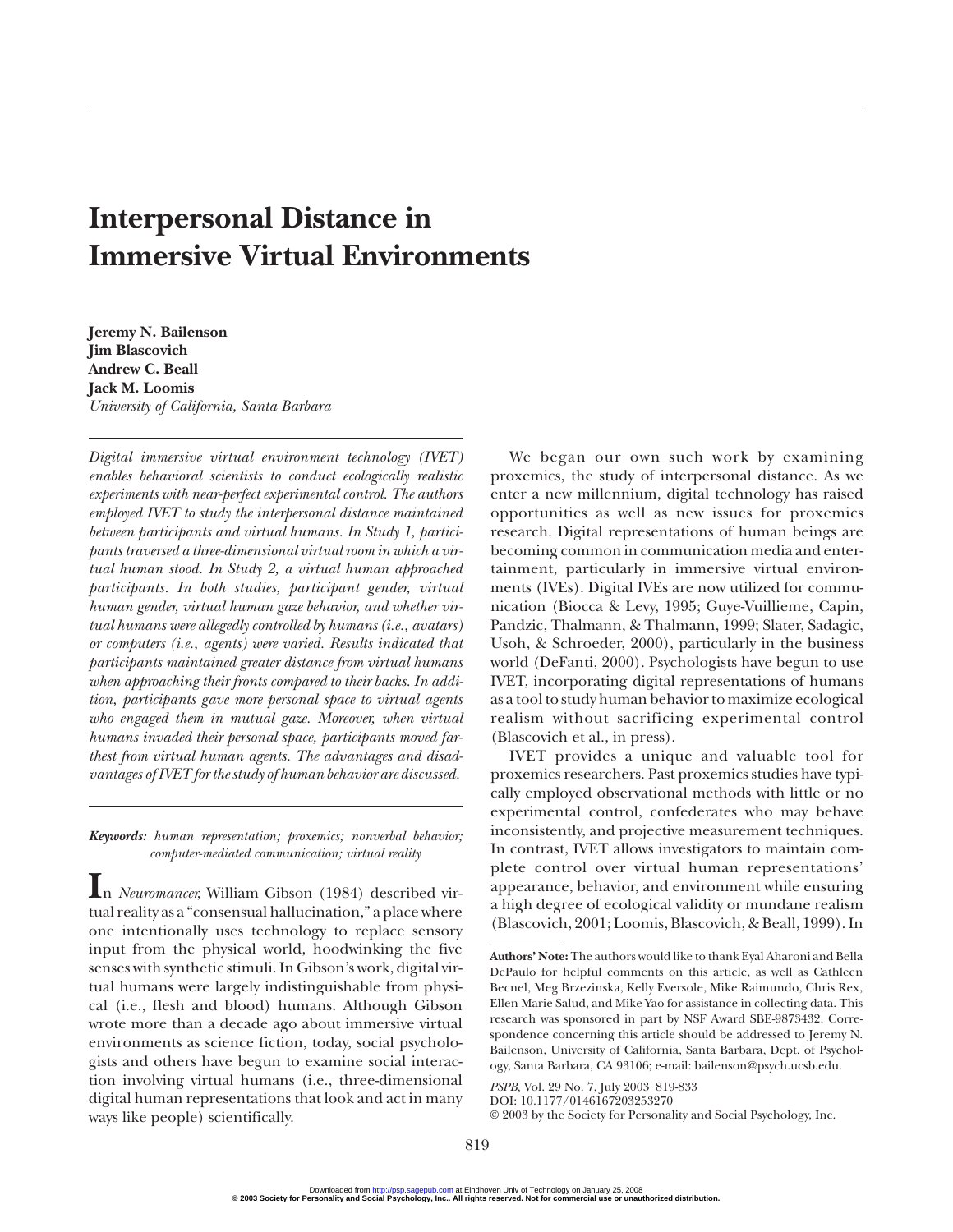# Interpersonal Distance in Immersive Virtual Environments

**Jeremy N. Bailenson**
**Jim Blascovich**
**Andrew C. Beall**
**Jack M. Loomis**
*University of California, Santa Barbara*

*Digital immersive virtual environment technology (IVET) enables behavioral scientists to conduct ecologically realistic experiments with near-perfect experimental control. The authors employed IVET to study the interpersonal distance maintained between participants and virtual humans. In Study 1, participants traversed a three-dimensional virtual room in which a virtual human stood. In Study 2, a virtual human approached participants. In both studies, participant gender, virtual human gender, virtual human gaze behavior, and whether virtual humans were allegedly controlled by humans (i.e., avatars) or computers (i.e., agents) were varied. Results indicated that participants maintained greater distance from virtual humans when approaching their fronts compared to their backs. In addition, participants gave more personal space to virtual agents who engaged them in mutual gaze. Moreover, when virtual humans invaded their personal space, participants moved farthest from virtual human agents. The advantages and disadvantages of IVET for the study of human behavior are discussed.*

***Keywords:*** *human representation; proxemics; nonverbal behavior; computer-mediated communication; virtual reality*

In *Neuromancer,* William Gibson (1984) described virtual reality as a "consensual hallucination," a place where one intentionally uses technology to replace sensory input from the physical world, hoodwinking the five senses with synthetic stimuli. In Gibson's work, digital virtual humans were largely indistinguishable from physical (i.e., flesh and blood) humans. Although Gibson wrote more than a decade ago about immersive virtual environments as science fiction, today, social psychologists and others have begun to examine social interaction involving virtual humans (i.e., three-dimensional digital human representations that look and act in many ways like people) scientifically.

We began our own such work by examining proxemics, the study of interpersonal distance. As we enter a new millennium, digital technology has raised opportunities as well as new issues for proxemics research. Digital representations of human beings are becoming common in communication media and entertainment, particularly in immersive virtual environments (IVEs). Digital IVEs are now utilized for communication (Biocca & Levy, 1995; Guye-Vuilleme, Capin, Pandzic, Thalmann, & Thalmann, 1999; Slater, Sadagic, Usoh, & Schroeder, 2000), particularly in the business world (DeFanti, 2000). Psychologists have begun to use IVET, incorporating digital representations of humans as a tool to study human behavior to maximize ecological realism without sacrificing experimental control (Blascovich et al., in press).

IVET provides a unique and valuable tool for proxemics researchers. Past proxemics studies have typically employed observational methods with little or no experimental control, confederates who may behave inconsistently, and projective measurement techniques. In contrast, IVET allows investigators to maintain complete control over virtual human representations' appearance, behavior, and environment while ensuring a high degree of ecological validity or mundane realism (Blascovich, 2001; Loomis, Blascovich, & Beall, 1999). In

**Authors' Note:** The authors would like to thank Eyal Aharoni and Bella DePaulo for helpful comments on this article, as well as Cathleen Becnel, Meg Brzezinska, Kelly Eversole, Mike Raimundo, Chris Rex, Ellen Marie Salud, and Mike Yao for assistance in collecting data. This research was sponsored in part by NSF Award SBE-9873432. Correspondence concerning this article should be addressed to Jeremy N. Bailenson, University of California, Santa Barbara, Dept. of Psychology, Santa Barbara, CA 93106; e-mail: bailenson@psych.ucsb.edu.

*PSPB,* Vol. 29 No. 7, July 2003 819-833
DOI: 10.1177/0146167203253270
© 2003 by the Society for Personality and Social Psychology, Inc.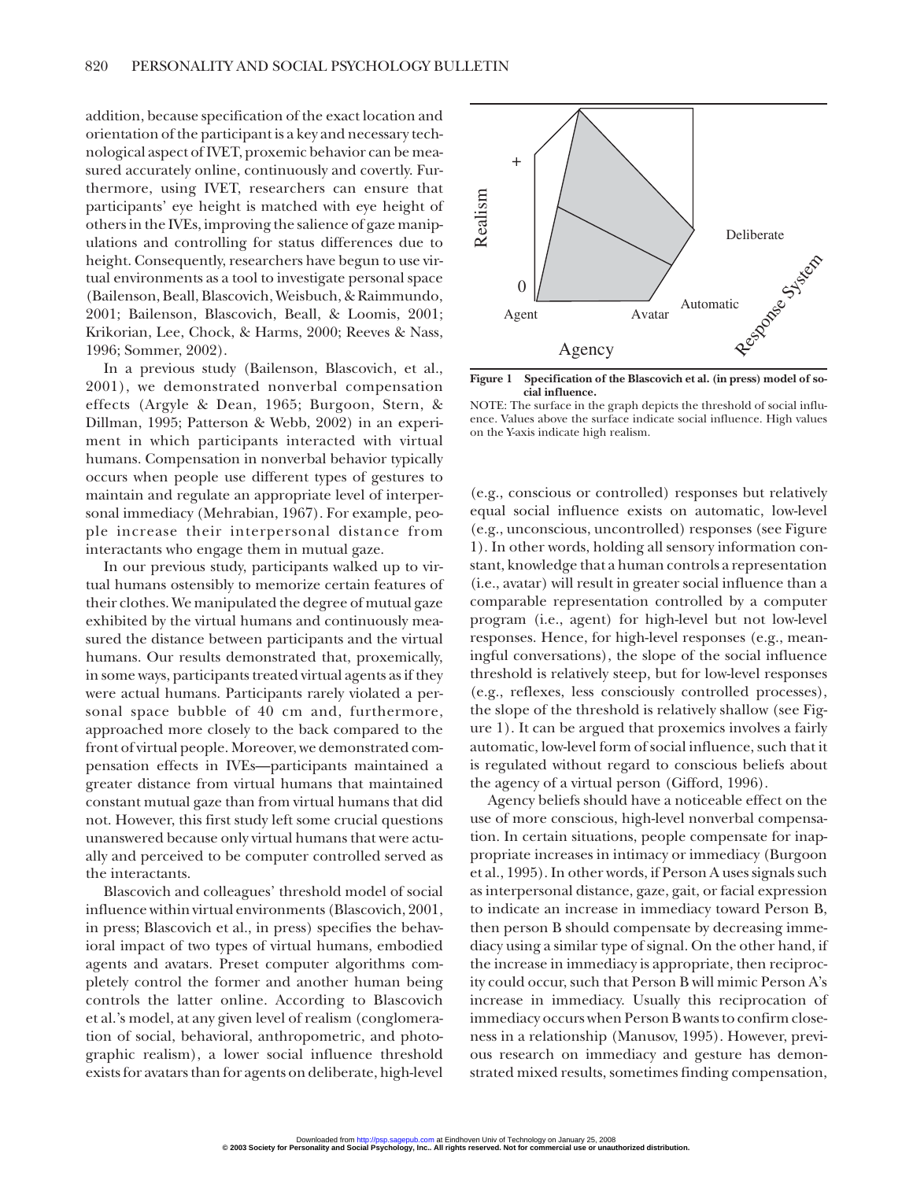addition, because specification of the exact location and orientation of the participant is a key and necessary technological aspect of IVET, proxemic behavior can be measured accurately online, continuously and covertly. Furthermore, using IVET, researchers can ensure that participants' eye height is matched with eye height of others in the IVEs, improving the salience of gaze manipulations and controlling for status differences due to height. Consequently, researchers have begun to use virtual environments as a tool to investigate personal space (Bailenson, Beall, Blascovich, Weisbuch, & Raimmundo, 2001; Bailenson, Blascovich, Beall, & Loomis, 2001; Krikorian, Lee, Chock, & Harms, 2000; Reeves & Nass, 1996; Sommer, 2002).

In a previous study (Bailenson, Blascovich, et al., 2001), we demonstrated nonverbal compensation effects (Argyle & Dean, 1965; Burgoon, Stern, & Dillman, 1995; Patterson & Webb, 2002) in an experiment in which participants interacted with virtual humans. Compensation in nonverbal behavior typically occurs when people use different types of gestures to maintain and regulate an appropriate level of interpersonal immediacy (Mehrabian, 1967). For example, people increase their interpersonal distance from interactants who engage them in mutual gaze.

In our previous study, participants walked up to virtual humans ostensibly to memorize certain features of their clothes. We manipulated the degree of mutual gaze exhibited by the virtual humans and continuously measured the distance between participants and the virtual humans. Our results demonstrated that, proxemically, in some ways, participants treated virtual agents as if they were actual humans. Participants rarely violated a personal space bubble of 40 cm and, furthermore, approached more closely to the back compared to the front of virtual people. Moreover, we demonstrated compensation effects in IVEs—participants maintained a greater distance from virtual humans that maintained constant mutual gaze than from virtual humans that did not. However, this first study left some crucial questions unanswered because only virtual humans that were actually and perceived to be computer controlled served as the interactants.

Blascovich and colleagues' threshold model of social influence within virtual environments (Blascovich, 2001, in press; Blascovich et al., in press) specifies the behavioral impact of two types of virtual humans, embodied agents and avatars. Preset computer algorithms completely control the former and another human being controls the latter online. According to Blascovich et al.'s model, at any given level of realism (conglomeration of social, behavioral, anthropometric, and photographic realism), a lower social influence threshold exists for avatars than for agents on deliberate, high-level (e.g., conscious or controlled) responses but relatively equal social influence exists on automatic, low-level (e.g., unconscious, uncontrolled) responses (see Figure 1). In other words, holding all sensory information constant, knowledge that a human controls a representation (i.e., avatar) will result in greater social influence than a comparable representation controlled by a computer program (i.e., agent) for high-level but not low-level responses. Hence, for high-level responses (e.g., meaningful conversations), the slope of the social influence threshold is relatively steep, but for low-level responses (e.g., reflexes, less consciously controlled processes), the slope of the threshold is relatively shallow (see Figure 1). It can be argued that proxemics involves a fairly automatic, low-level form of social influence, such that it is regulated without regard to conscious beliefs about the agency of a virtual person (Gifford, 1996).

Realism
+
0
Agent
Avatar
Agency
Deliberate
Automatic
Response System

**Figure 1 Specification of the Blascovich et al. (in press) model of social influence.**

NOTE: The surface in the graph depicts the threshold of social influence. Values above the surface indicate social influence. High values on the Y-axis indicate high realism.

Agency beliefs should have a noticeable effect on the use of more conscious, high-level nonverbal compensation. In certain situations, people compensate for inappropriate increases in intimacy or immediacy (Burgoon et al., 1995). In other words, if Person A uses signals such as interpersonal distance, gaze, gait, or facial expression to indicate an increase in immediacy toward Person B, then person B should compensate by decreasing immediacy using a similar type of signal. On the other hand, if the increase in immediacy is appropriate, then reciprocity could occur, such that Person B will mimic Person A's increase in immediacy. Usually this reciprocation of immediacy occurs when Person B wants to confirm closeness in a relationship (Manusov, 1995). However, previous research on immediacy and gesture has demonstrated mixed results, sometimes finding compensation,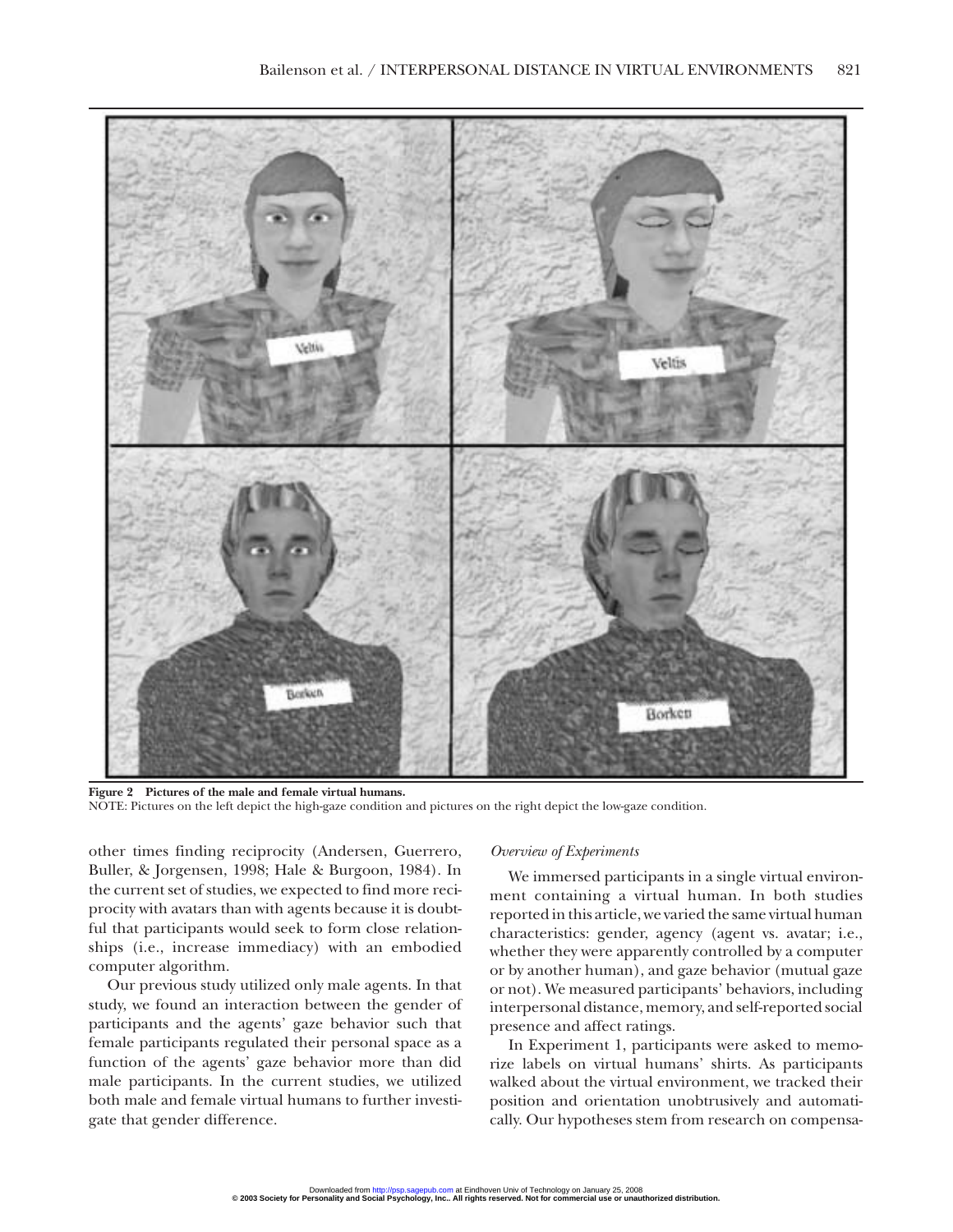**Figure 2 Pictures of the male and female virtual humans.**
NOTE: Pictures on the left depict the high-gaze condition and pictures on the right depict the low-gaze condition.

other times finding reciprocity (Andersen, Guerrero, Buller, & Jorgensen, 1998; Hale & Burgoon, 1984). In the current set of studies, we expected to find more reciprocity with avatars than with agents because it is doubtful that participants would seek to form close relationships (i.e., increase immediacy) with an embodied computer algorithm.

Our previous study utilized only male agents. In that study, we found an interaction between the gender of participants and the agents' gaze behavior such that female participants regulated their personal space as a function of the agents' gaze behavior more than did male participants. In the current studies, we utilized both male and female virtual humans to further investigate that gender difference.

*Overview of Experiments*

We immersed participants in a single virtual environment containing a virtual human. In both studies reported in this article, we varied the same virtual human characteristics: gender, agency (agent vs. avatar; i.e., whether they were apparently controlled by a computer or by another human), and gaze behavior (mutual gaze or not). We measured participants' behaviors, including interpersonal distance, memory, and self-reported social presence and affect ratings.

In Experiment 1, participants were asked to memorize labels on virtual humans' shirts. As participants walked about the virtual environment, we tracked their position and orientation unobtrusively and automatically. Our hypotheses stem from research on compensa-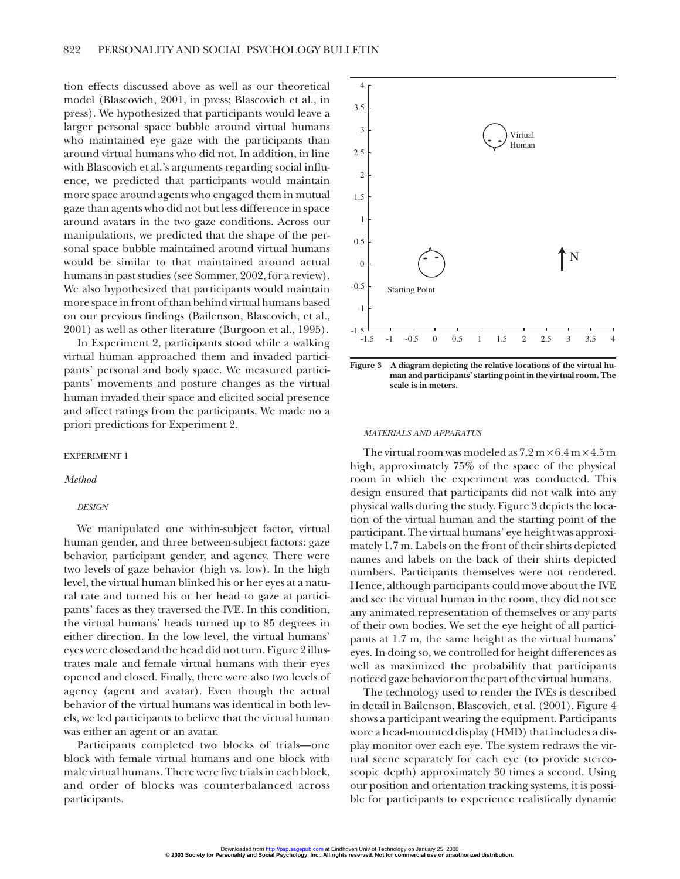tion effects discussed above as well as our theoretical model (Blascovich, 2001, in press; Blascovich et al., in press). We hypothesized that participants would leave a larger personal space bubble around virtual humans who maintained eye gaze with the participants than around virtual humans who did not. In addition, in line with Blascovich et al.'s arguments regarding social influence, we predicted that participants would maintain more space around agents who engaged them in mutual gaze than agents who did not but less difference in space around avatars in the two gaze conditions. Across our manipulations, we predicted that the shape of the personal space bubble maintained around virtual humans would be similar to that maintained around actual humans in past studies (see Sommer, 2002, for a review). We also hypothesized that participants would maintain more space in front of than behind virtual humans based on our previous findings (Bailenson, Blascovich, et al., 2001) as well as other literature (Burgoon et al., 1995).

In Experiment 2, participants stood while a walking virtual human approached them and invaded participants' personal and body space. We measured participants' movements and posture changes as the virtual human invaded their space and elicited social presence and affect ratings from the participants. We made no a priori predictions for Experiment 2.

## EXPERIMENT 1

### *Method*

#### *DESIGN*

We manipulated one within-subject factor, virtual human gender, and three between-subject factors: gaze behavior, participant gender, and agency. There were two levels of gaze behavior (high vs. low). In the high level, the virtual human blinked his or her eyes at a natural rate and turned his or her head to gaze at participants' faces as they traversed the IVE. In this condition, the virtual humans' heads turned up to 85 degrees in either direction. In the low level, the virtual humans' eyes were closed and the head did not turn. Figure 2 illustrates male and female virtual humans with their eyes opened and closed. Finally, there were also two levels of agency (agent and avatar). Even though the actual behavior of the virtual humans was identical in both levels, we led participants to believe that the virtual human was either an agent or an avatar.

Participants completed two blocks of trials—one block with female virtual humans and one block with male virtual humans. There were five trials in each block, and order of blocks was counterbalanced across participants.

**Figure 3** A diagram depicting the relative locations of the virtual human and participants' starting point in the virtual room. The scale is in meters.

#### *MATERIALS AND APPARATUS*

The virtual room was modeled as 7.2 m × 6.4 m × 4.5 m high, approximately 75% of the space of the physical room in which the experiment was conducted. This design ensured that participants did not walk into any physical walls during the study. Figure 3 depicts the location of the virtual human and the starting point of the participant. The virtual humans' eye height was approximately 1.7 m. Labels on the front of their shirts depicted names and labels on the back of their shirts depicted numbers. Participants themselves were not rendered. Hence, although participants could move about the IVE and see the virtual human in the room, they did not see any animated representation of themselves or any parts of their own bodies. We set the eye height of all participants at 1.7 m, the same height as the virtual humans' eyes. In doing so, we controlled for height differences as well as maximized the probability that participants noticed gaze behavior on the part of the virtual humans.

The technology used to render the IVEs is described in detail in Bailenson, Blascovich, et al. (2001). Figure 4 shows a participant wearing the equipment. Participants wore a head-mounted display (HMD) that includes a display monitor over each eye. The system redraws the virtual scene separately for each eye (to provide stereoscopic depth) approximately 30 times a second. Using our position and orientation tracking systems, it is possible for participants to experience realistically dynamic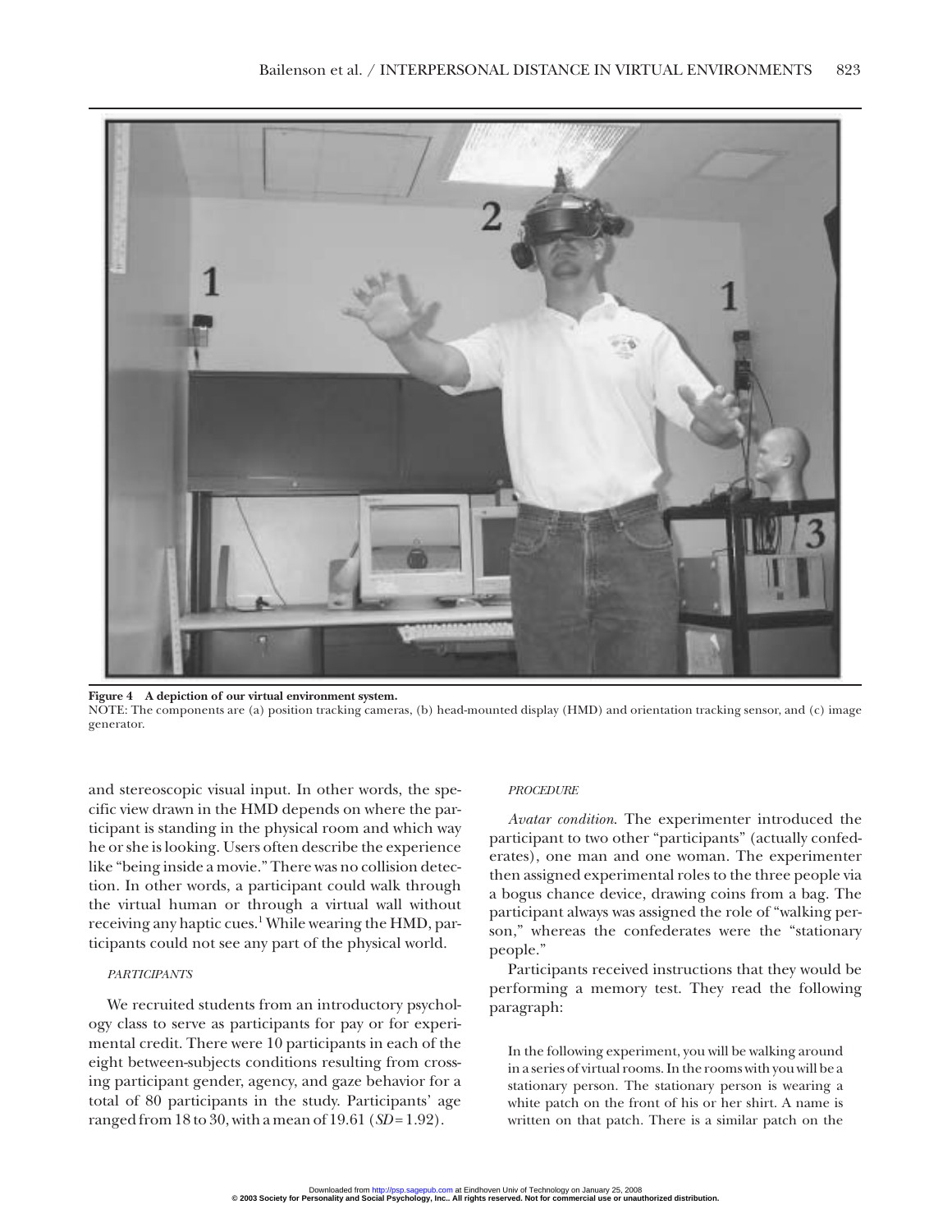**Figure 4 A depiction of our virtual environment system.**

NOTE: The components are (a) position tracking cameras, (b) head-mounted display (HMD) and orientation tracking sensor, and (c) image generator.

and stereoscopic visual input. In other words, the specific view drawn in the HMD depends on where the participant is standing in the physical room and which way he or she is looking. Users often describe the experience like "being inside a movie." There was no collision detection. In other words, a participant could walk through the virtual human or through a virtual wall without receiving any haptic cues.[1] While wearing the HMD, participants could not see any part of the physical world.

### *PARTICIPANTS*

We recruited students from an introductory psychology class to serve as participants for pay or for experimental credit. There were 10 participants in each of the eight between-subjects conditions resulting from crossing participant gender, agency, and gaze behavior for a total of 80 participants in the study. Participants' age ranged from 18 to 30, with a mean of 19.61 ($SD$ = 1.92).

### *PROCEDURE*

*Avatar condition.* The experimenter introduced the participant to two other "participants" (actually confederates), one man and one woman. The experimenter then assigned experimental roles to the three people via a bogus chance device, drawing coins from a bag. The participant always was assigned the role of "walking person," whereas the confederates were the "stationary people."

Participants received instructions that they would be performing a memory test. They read the following paragraph:

> In the following experiment, you will be walking around in a series of virtual rooms. In the rooms with you will be a stationary person. The stationary person is wearing a white patch on the front of his or her shirt. A name is written on that patch. There is a similar patch on the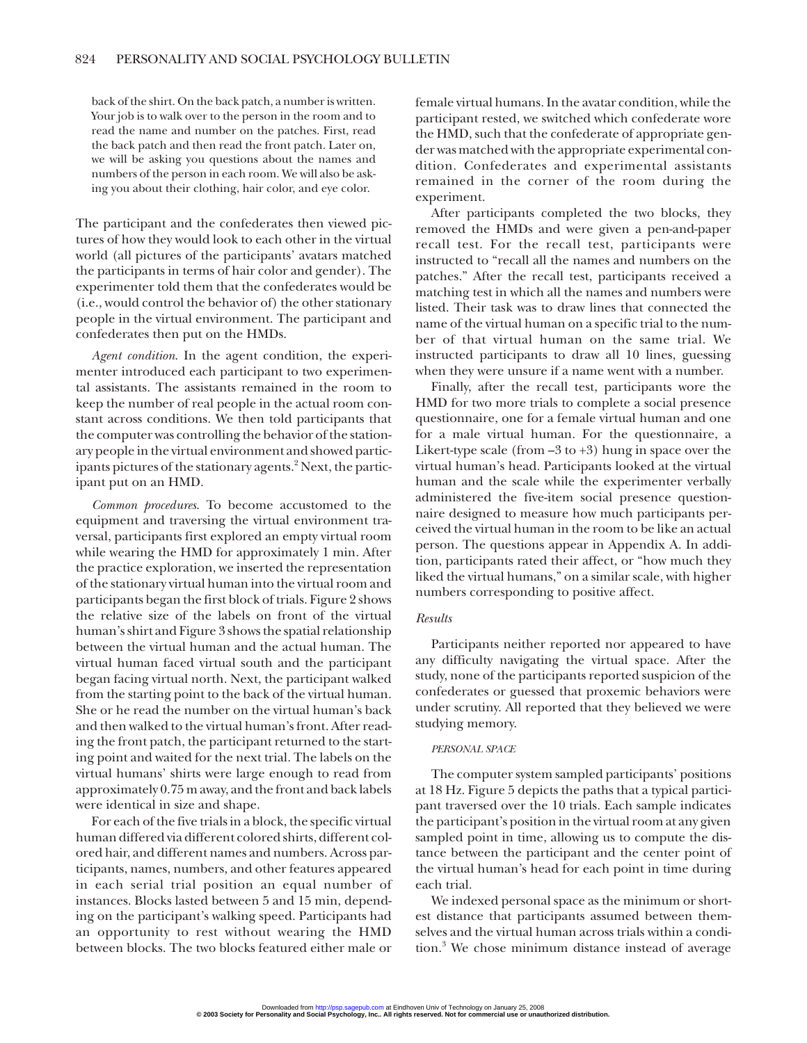back of the shirt. On the back patch, a number is written. Your job is to walk over to the person in the room and to read the name and number on the patches. First, read the back patch and then read the front patch. Later on, we will be asking you questions about the names and numbers of the person in each room. We will also be asking you about their clothing, hair color, and eye color.

The participant and the confederates then viewed pictures of how they would look to each other in the virtual world (all pictures of the participants' avatars matched the participants in terms of hair color and gender). The experimenter told them that the confederates would be (i.e., would control the behavior of) the other stationary people in the virtual environment. The participant and confederates then put on the HMDs.

*Agent condition*. In the agent condition, the experimenter introduced each participant to two experimental assistants. The assistants remained in the room to keep the number of real people in the actual room constant across conditions. We then told participants that the computer was controlling the behavior of the stationary people in the virtual environment and showed participants pictures of the stationary agents.[2] Next, the participant put on an HMD.

*Common procedures*. To become accustomed to the equipment and traversing the virtual environment traversal, participants first explored an empty virtual room while wearing the HMD for approximately 1 min. After the practice exploration, we inserted the representation of the stationary virtual human into the virtual room and participants began the first block of trials. Figure 2 shows the relative size of the labels on front of the virtual human's shirt and Figure 3 shows the spatial relationship between the virtual human and the actual human. The virtual human faced virtual south and the participant began facing virtual north. Next, the participant walked from the starting point to the back of the virtual human. She or he read the number on the virtual human's back and then walked to the virtual human's front. After reading the front patch, the participant returned to the starting point and waited for the next trial. The labels on the virtual humans' shirts were large enough to read from approximately 0.75 m away, and the front and back labels were identical in size and shape.

For each of the five trials in a block, the specific virtual human differed via different colored shirts, different colored hair, and different names and numbers. Across participants, names, numbers, and other features appeared in each serial trial position an equal number of instances. Blocks lasted between 5 and 15 min, depending on the participant's walking speed. Participants had an opportunity to rest without wearing the HMD between blocks. The two blocks featured either male or female virtual humans. In the avatar condition, while the participant rested, we switched which confederate wore the HMD, such that the confederate of appropriate gender was matched with the appropriate experimental condition. Confederates and experimental assistants remained in the corner of the room during the experiment.

After participants completed the two blocks, they removed the HMDs and were given a pen-and-paper recall test. For the recall test, participants were instructed to "recall all the names and numbers on the patches." After the recall test, participants received a matching test in which all the names and numbers were listed. Their task was to draw lines that connected the name of the virtual human on a specific trial to the number of that virtual human on the same trial. We instructed participants to draw all 10 lines, guessing when they were unsure if a name went with a number.

Finally, after the recall test, participants wore the HMD for two more trials to complete a social presence questionnaire, one for a female virtual human and one for a male virtual human. For the questionnaire, a Likert-type scale (from –3 to +3) hung in space over the virtual human's head. Participants looked at the virtual human and the scale while the experimenter verbally administered the five-item social presence questionnaire designed to measure how much participants perceived the virtual human in the room to be like an actual person. The questions appear in Appendix A. In addition, participants rated their affect, or "how much they liked the virtual humans," on a similar scale, with higher numbers corresponding to positive affect.

### *Results*

Participants neither reported nor appeared to have any difficulty navigating the virtual space. After the study, none of the participants reported suspicion of the confederates or guessed that proxemic behaviors were under scrutiny. All reported that they believed we were studying memory.

#### PERSONAL SPACE

The computer system sampled participants' positions at 18 Hz. Figure 5 depicts the paths that a typical participant traversed over the 10 trials. Each sample indicates the participant's position in the virtual room at any given sampled point in time, allowing us to compute the distance between the participant and the center point of the virtual human's head for each point in time during each trial.

We indexed personal space as the minimum or shortest distance that participants assumed between themselves and the virtual human across trials within a condition.[3] We chose minimum distance instead of average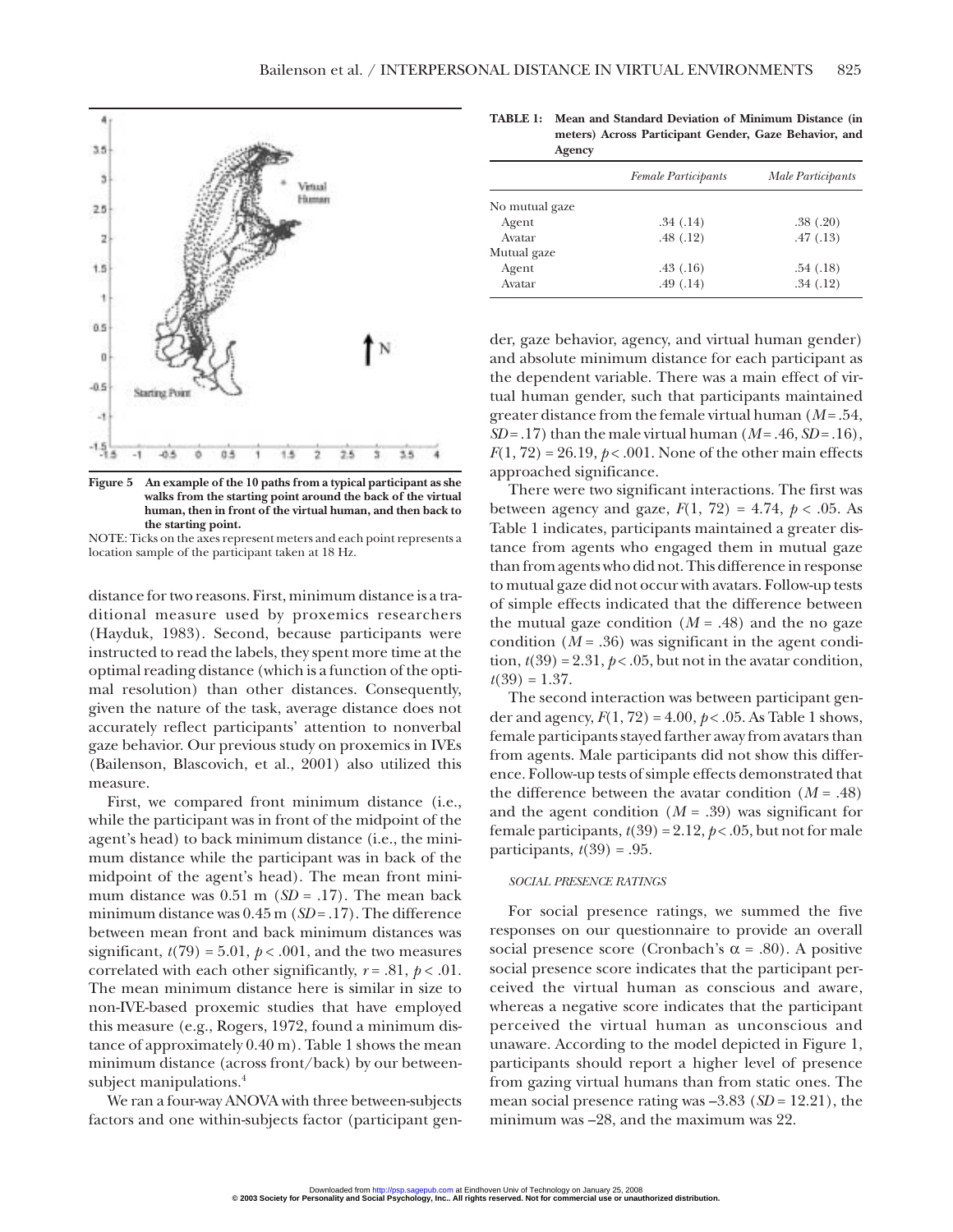**Figure 5** An example of the 10 paths from a typical participant as she walks from the starting point around the back of the virtual human, then in front of the virtual human, and then back to the starting point.

NOTE: Ticks on the axes represent meters and each point represents a location sample of the participant taken at 18 Hz.

distance for two reasons. First, minimum distance is a traditional measure used by proxemics researchers (Hayduk, 1983). Second, because participants were instructed to read the labels, they spent more time at the optimal reading distance (which is a function of the optimal resolution) than other distances. Consequently, given the nature of the task, average distance does not accurately reflect participants' attention to nonverbal gaze behavior. Our previous study on proxemics in IVEs (Bailenson, Blascovich, et al., 2001) also utilized this measure.

First, we compared front minimum distance (i.e., while the participant was in front of the midpoint of the agent's head) to back minimum distance (i.e., the minimum distance while the participant was in back of the midpoint of the agent's head). The mean front minimum distance was 0.51 m ($SD$ = .17). The mean back minimum distance was 0.45 m ($SD$ = .17). The difference between mean front and back minimum distances was significant, $t(79) = 5.01$, $p < .001$, and the two measures correlated with each other significantly, $r = .81$, $p < .01$. The mean minimum distance here is similar in size to non-IVE-based proxemic studies that have employed this measure (e.g., Rogers, 1972, found a minimum distance of approximately 0.40 m). Table 1 shows the mean minimum distance (across front/back) by our between-subject manipulations.[4]

We ran a four-way ANOVA with three between-subjects factors and one within-subjects factor (participant gender, gaze behavior, agency, and virtual human gender) and absolute minimum distance for each participant as the dependent variable. There was a main effect of virtual human gender, such that participants maintained greater distance from the female virtual human ($M$ = .54, $SD$ = .17) than the male virtual human ($M$ = .46, $SD$ = .16), $F(1, 72) = 26.19$, $p < .001$. None of the other main effects approached significance.

There were two significant interactions. The first was between agency and gaze, $F(1, 72) = 4.74$, $p < .05$. As Table 1 indicates, participants maintained a greater distance from agents who engaged them in mutual gaze than from agents who did not. This difference in response to mutual gaze did not occur with avatars. Follow-up tests of simple effects indicated that the difference between the mutual gaze condition ($M$ = .48) and the no gaze condition ($M$ = .36) was significant in the agent condition, $t(39) = 2.31$, $p < .05$, but not in the avatar condition, $t(39) = 1.37$.

The second interaction was between participant gender and agency, $F(1, 72) = 4.00$, $p < .05$. As Table 1 shows, female participants stayed farther away from avatars than from agents. Male participants did not show this difference. Follow-up tests of simple effects demonstrated that the difference between the avatar condition ($M$ = .48) and the agent condition ($M$ = .39) was significant for female participants, $t(39) = 2.12$, $p < .05$, but not for male participants, $t(39) = .95$.

**TABLE 1: Mean and Standard Deviation of Minimum Distance (in meters) Across Participant Gender, Gaze Behavior, and Agency**

| | *Female Participants* | *Male Participants* |
|---|---|---|
| No mutual gaze | | |
| Agent | .34 (.14) | .38 (.20) |
| Avatar | .48 (.12) | .47 (.13) |
| Mutual gaze | | |
| Agent | .43 (.16) | .54 (.18) |
| Avatar | .49 (.14) | .34 (.12) |

#### SOCIAL PRESENCE RATINGS

For social presence ratings, we summed the five responses on our questionnaire to provide an overall social presence score (Cronbach's $\alpha = .80$). A positive social presence score indicates that the participant perceived the virtual human as conscious and aware, whereas a negative score indicates that the participant perceived the virtual human as unconscious and unaware. According to the model depicted in Figure 1, participants should report a higher level of presence from gazing virtual humans than from static ones. The mean social presence rating was –3.83 ($SD$ = 12.21), the minimum was –28, and the maximum was 22.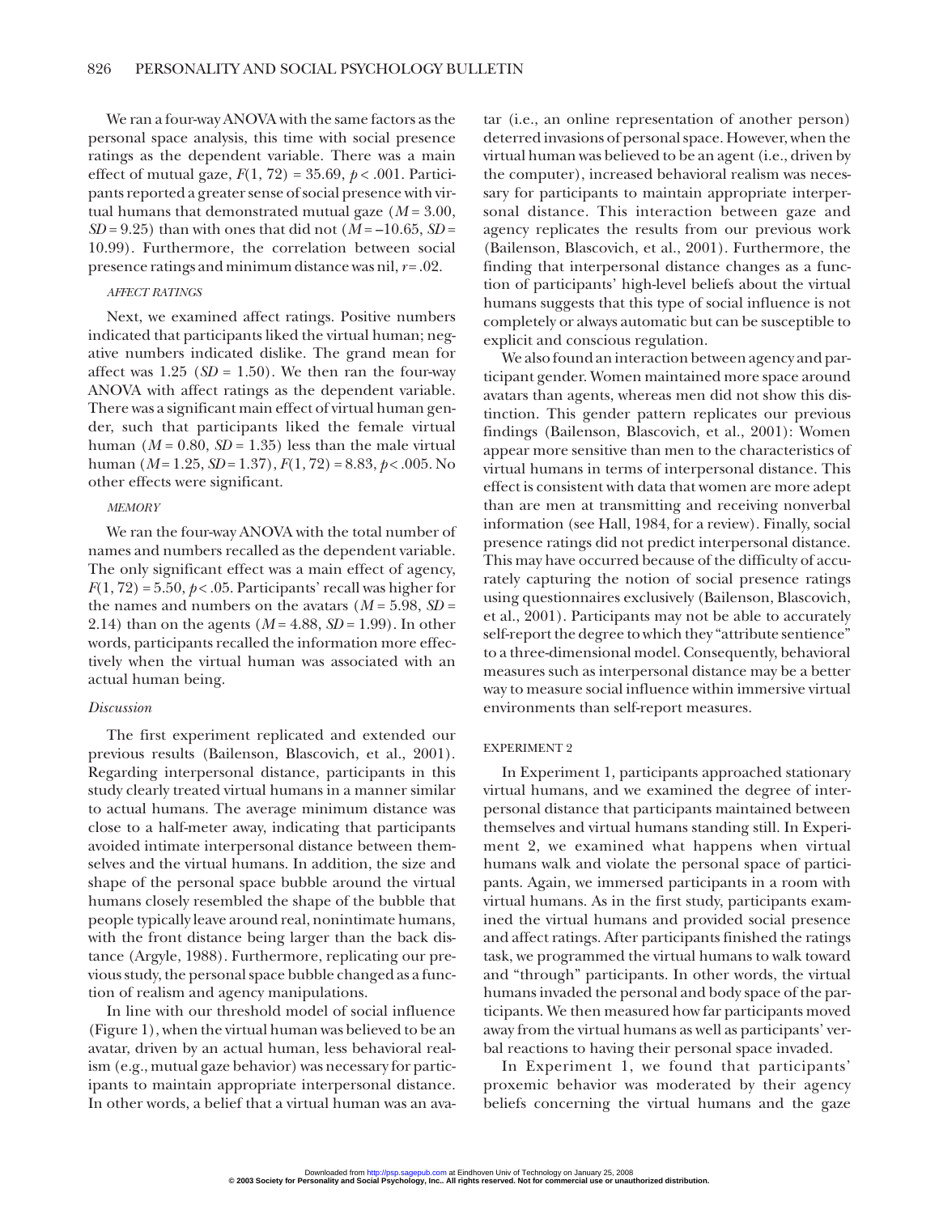We ran a four-way ANOVA with the same factors as the personal space analysis, this time with social presence ratings as the dependent variable. There was a main effect of mutual gaze, $F(1, 72) = 35.69$, $p < .001$. Participants reported a greater sense of social presence with virtual humans that demonstrated mutual gaze ($M = 3.00$, $SD = 9.25$) than with ones that did not ($M = -10.65$, $SD = 10.99$). Furthermore, the correlation between social presence ratings and minimum distance was nil, $r = .02$.

#### *AFFECT RATINGS*

Next, we examined affect ratings. Positive numbers indicated that participants liked the virtual human; negative numbers indicated dislike. The grand mean for affect was 1.25 ($SD = 1.50$). We then ran the four-way ANOVA with affect ratings as the dependent variable. There was a significant main effect of virtual human gender, such that participants liked the female virtual human ($M = 0.80$, $SD = 1.35$) less than the male virtual human ($M = 1.25$, $SD = 1.37$), $F(1, 72) = 8.83$, $p < .005$. No other effects were significant.

#### *MEMORY*

We ran the four-way ANOVA with the total number of names and numbers recalled as the dependent variable. The only significant effect was a main effect of agency, $F(1, 72) = 5.50$, $p < .05$. Participants' recall was higher for the names and numbers on the avatars ($M = 5.98$, $SD = 2.14$) than on the agents ($M = 4.88$, $SD = 1.99$). In other words, participants recalled the information more effectively when the virtual human was associated with an actual human being.

### *Discussion*

The first experiment replicated and extended our previous results (Bailenson, Blascovich, et al., 2001). Regarding interpersonal distance, participants in this study clearly treated virtual humans in a manner similar to actual humans. The average minimum distance was close to a half-meter away, indicating that participants avoided intimate interpersonal distance between themselves and the virtual humans. In addition, the size and shape of the personal space bubble around the virtual humans closely resembled the shape of the bubble that people typically leave around real, nonintimate humans, with the front distance being larger than the back distance (Argyle, 1988). Furthermore, replicating our previous study, the personal space bubble changed as a function of realism and agency manipulations.

In line with our threshold model of social influence (Figure 1), when the virtual human was believed to be an avatar, driven by an actual human, less behavioral realism (e.g., mutual gaze behavior) was necessary for participants to maintain appropriate interpersonal distance. In other words, a belief that a virtual human was an avatar (i.e., an online representation of another person) deterred invasions of personal space. However, when the virtual human was believed to be an agent (i.e., driven by the computer), increased behavioral realism was necessary for participants to maintain appropriate interpersonal distance. This interaction between gaze and agency replicates the results from our previous work (Bailenson, Blascovich, et al., 2001). Furthermore, the finding that interpersonal distance changes as a function of participants' high-level beliefs about the virtual humans suggests that this type of social influence is not completely or always automatic but can be susceptible to explicit and conscious regulation.

We also found an interaction between agency and participant gender. Women maintained more space around avatars than agents, whereas men did not show this distinction. This gender pattern replicates our previous findings (Bailenson, Blascovich, et al., 2001): Women appear more sensitive than men to the characteristics of virtual humans in terms of interpersonal distance. This effect is consistent with data that women are more adept than are men at transmitting and receiving nonverbal information (see Hall, 1984, for a review). Finally, social presence ratings did not predict interpersonal distance. This may have occurred because of the difficulty of accurately capturing the notion of social presence ratings using questionnaires exclusively (Bailenson, Blascovich, et al., 2001). Participants may not be able to accurately self-report the degree to which they "attribute sentience" to a three-dimensional model. Consequently, behavioral measures such as interpersonal distance may be a better way to measure social influence within immersive virtual environments than self-report measures.

## EXPERIMENT 2

In Experiment 1, participants approached stationary virtual humans, and we examined the degree of interpersonal distance that participants maintained between themselves and virtual humans standing still. In Experiment 2, we examined what happens when virtual humans walk and violate the personal space of participants. Again, we immersed participants in a room with virtual humans. As in the first study, participants examined the virtual humans and provided social presence and affect ratings. After participants finished the ratings task, we programmed the virtual humans to walk toward and "through" participants. In other words, the virtual humans invaded the personal and body space of the participants. We then measured how far participants moved away from the virtual humans as well as participants' verbal reactions to having their personal space invaded.

In Experiment 1, we found that participants' proxemic behavior was moderated by their agency beliefs concerning the virtual humans and the gaze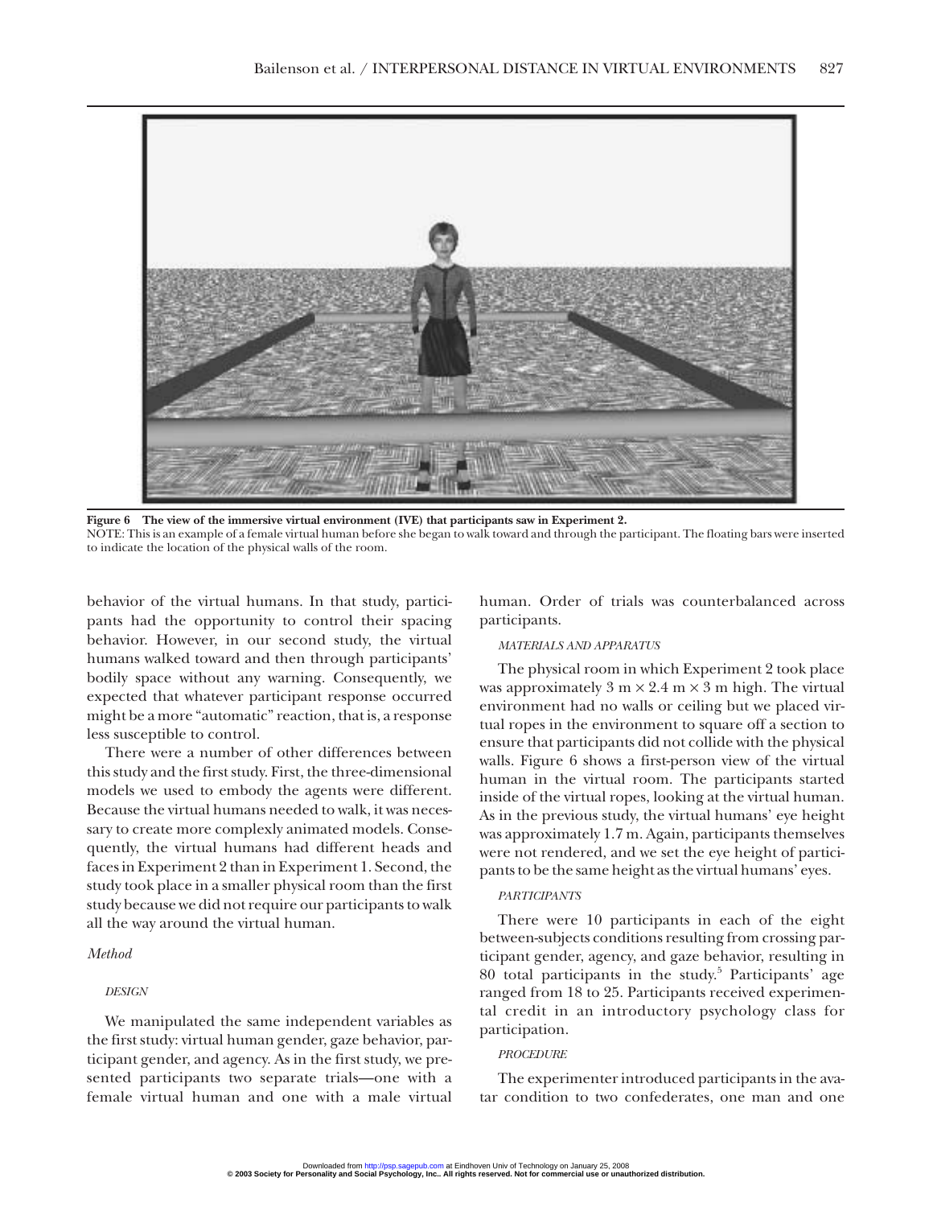**Figure 6 The view of the immersive virtual environment (IVE) that participants saw in Experiment 2.**
NOTE: This is an example of a female virtual human before she began to walk toward and through the participant. The floating bars were inserted to indicate the location of the physical walls of the room.

behavior of the virtual humans. In that study, participants had the opportunity to control their spacing behavior. However, in our second study, the virtual humans walked toward and then through participants' bodily space without any warning. Consequently, we expected that whatever participant response occurred might be a more "automatic" reaction, that is, a response less susceptible to control.

There were a number of other differences between this study and the first study. First, the three-dimensional models we used to embody the agents were different. Because the virtual humans needed to walk, it was necessary to create more complexly animated models. Consequently, the virtual humans had different heads and faces in Experiment 2 than in Experiment 1. Second, the study took place in a smaller physical room than the first study because we did not require our participants to walk all the way around the virtual human.

*Method*

DESIGN

We manipulated the same independent variables as the first study: virtual human gender, gaze behavior, participant gender, and agency. As in the first study, we presented participants two separate trials—one with a female virtual human and one with a male virtual human. Order of trials was counterbalanced across participants.

MATERIALS AND APPARATUS

The physical room in which Experiment 2 took place was approximately 3 m × 2.4 m × 3 m high. The virtual environment had no walls or ceiling but we placed virtual ropes in the environment to square off a section to ensure that participants did not collide with the physical walls. Figure 6 shows a first-person view of the virtual human in the virtual room. The participants started inside of the virtual ropes, looking at the virtual human. As in the previous study, the virtual humans' eye height was approximately 1.7 m. Again, participants themselves were not rendered, and we set the eye height of participants to be the same height as the virtual humans' eyes.

PARTICIPANTS

There were 10 participants in each of the eight between-subjects conditions resulting from crossing participant gender, agency, and gaze behavior, resulting in 80 total participants in the study.[5] Participants' age ranged from 18 to 25. Participants received experimental credit in an introductory psychology class for participation.

PROCEDURE

The experimenter introduced participants in the avatar condition to two confederates, one man and one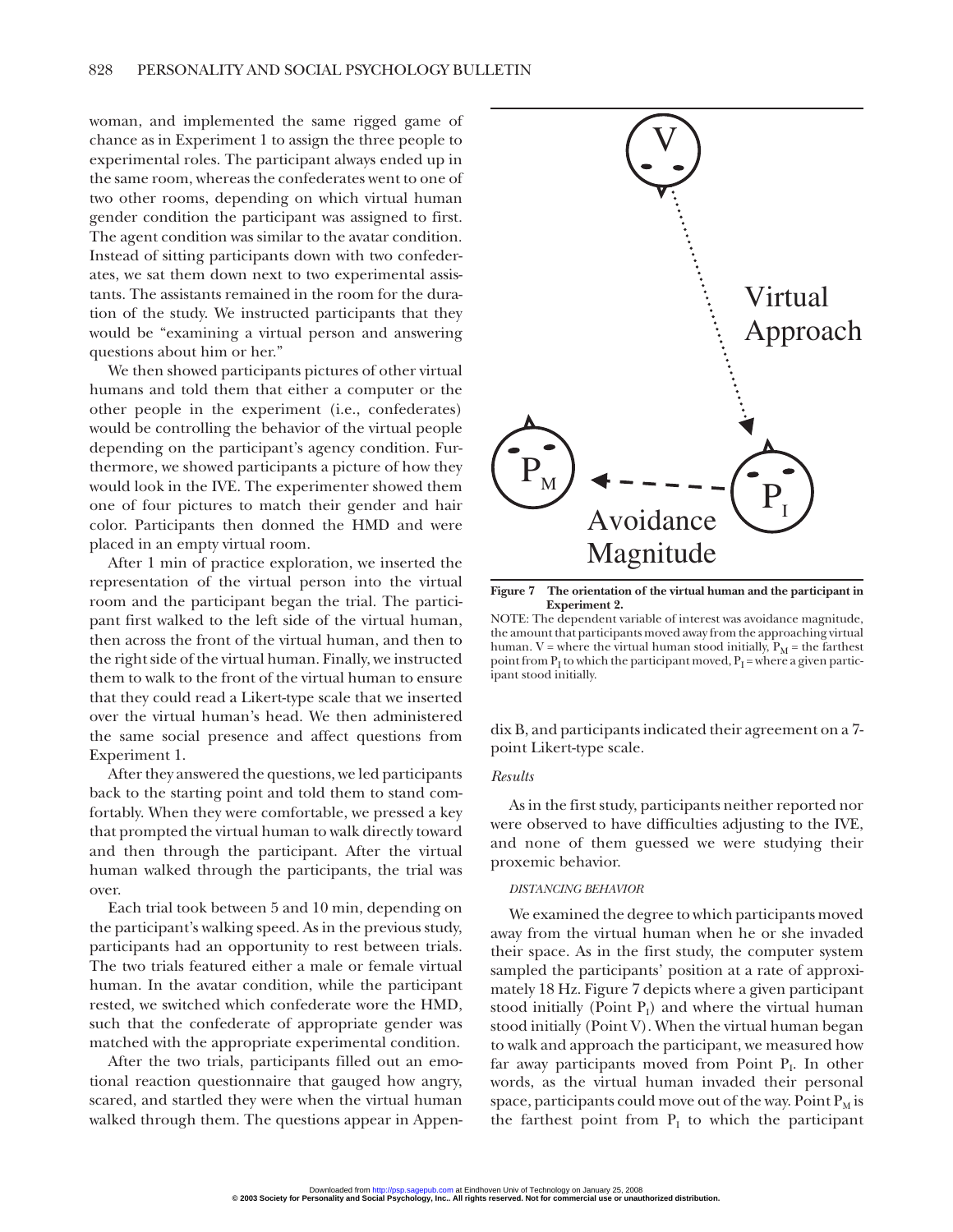woman, and implemented the same rigged game of chance as in Experiment 1 to assign the three people to experimental roles. The participant always ended up in the same room, whereas the confederates went to one of two other rooms, depending on which virtual human gender condition the participant was assigned to first. The agent condition was similar to the avatar condition. Instead of sitting participants down with two confederates, we sat them down next to two experimental assistants. The assistants remained in the room for the duration of the study. We instructed participants that they would be "examining a virtual person and answering questions about him or her."

We then showed participants pictures of other virtual humans and told them that either a computer or the other people in the experiment (i.e., confederates) would be controlling the behavior of the virtual people depending on the participant's agency condition. Furthermore, we showed participants a picture of how they would look in the IVE. The experimenter showed them one of four pictures to match their gender and hair color. Participants then donned the HMD and were placed in an empty virtual room.

After 1 min of practice exploration, we inserted the representation of the virtual person into the virtual room and the participant began the trial. The participant first walked to the left side of the virtual human, then across the front of the virtual human, and then to the right side of the virtual human. Finally, we instructed them to walk to the front of the virtual human to ensure that they could read a Likert-type scale that we inserted over the virtual human's head. We then administered the same social presence and affect questions from Experiment 1.

After they answered the questions, we led participants back to the starting point and told them to stand comfortably. When they were comfortable, we pressed a key that prompted the virtual human to walk directly toward and then through the participant. After the virtual human walked through the participants, the trial was over.

Each trial took between 5 and 10 min, depending on the participant's walking speed. As in the previous study, participants had an opportunity to rest between trials. The two trials featured either a male or female virtual human. In the avatar condition, while the participant rested, we switched which confederate wore the HMD, such that the confederate of appropriate gender was matched with the appropriate experimental condition.

After the two trials, participants filled out an emotional reaction questionnaire that gauged how angry, scared, and startled they were when the virtual human walked through them. The questions appear in Appendix B, and participants indicated their agreement on a 7-point Likert-type scale.

**Figure 7 The orientation of the virtual human and the participant in Experiment 2.**

NOTE: The dependent variable of interest was avoidance magnitude, the amount that participants moved away from the approaching virtual human. V = where the virtual human stood initially, $P_M$ = the farthest point from $P_I$ to which the participant moved, $P_I$ = where a given participant stood initially.

### *Results*

As in the first study, participants neither reported nor were observed to have difficulties adjusting to the IVE, and none of them guessed we were studying their proxemic behavior.

#### DISTANCING BEHAVIOR

We examined the degree to which participants moved away from the virtual human when he or she invaded their space. As in the first study, the computer system sampled the participants' position at a rate of approximately 18 Hz. Figure 7 depicts where a given participant stood initially (Point $P_I$) and where the virtual human stood initially (Point V). When the virtual human began to walk and approach the participant, we measured how far away participants moved from Point $P_I$. In other words, as the virtual human invaded their personal space, participants could move out of the way. Point $P_M$ is the farthest point from $P_I$ to which the participant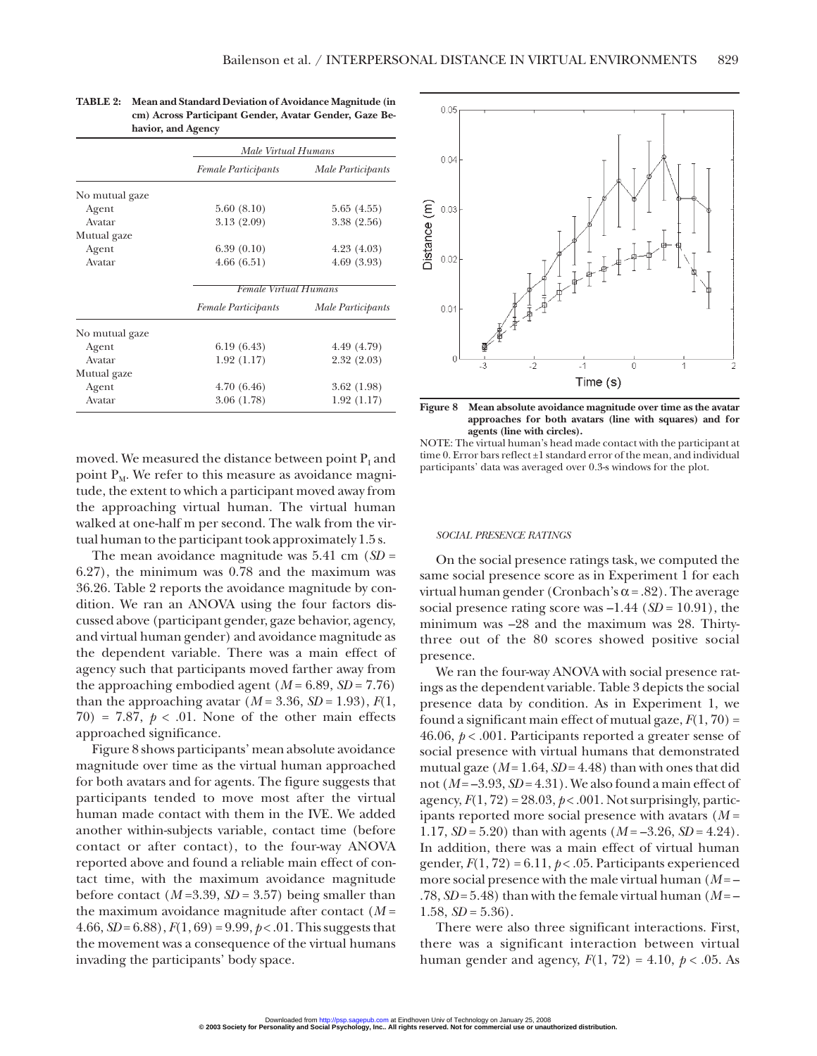**TABLE 2: Mean and Standard Deviation of Avoidance Magnitude (in cm) Across Participant Gender, Avatar Gender, Gaze Behavior, and Agency**

| | *Male Virtual Humans* | |
|---|---|---|
| | *Female Participants* | *Male Participants* |
| No mutual gaze | | |
| Agent | 5.60 (8.10) | 5.65 (4.55) |
| Avatar | 3.13 (2.09) | 3.38 (2.56) |
| Mutual gaze | | |
| Agent | 6.39 (0.10) | 4.23 (4.03) |
| Avatar | 4.66 (6.51) | 4.69 (3.93) |
| | *Female Virtual Humans* | |
| | *Female Participants* | *Male Participants* |
| No mutual gaze | | |
| Agent | 6.19 (6.43) | 4.49 (4.79) |
| Avatar | 1.92 (1.17) | 2.32 (2.03) |
| Mutual gaze | | |
| Agent | 4.70 (6.46) | 3.62 (1.98) |
| Avatar | 3.06 (1.78) | 1.92 (1.17) |

moved. We measured the distance between point $P_I$ and point $P_M$. We refer to this measure as avoidance magnitude, the extent to which a participant moved away from the approaching virtual human. The virtual human walked at one-half m per second. The walk from the virtual human to the participant took approximately 1.5 s.

The mean avoidance magnitude was 5.41 cm ($SD$ = 6.27), the minimum was 0.78 and the maximum was 36.26. Table 2 reports the avoidance magnitude by condition. We ran an ANOVA using the four factors discussed above (participant gender, gaze behavior, agency, and virtual human gender) and avoidance magnitude as the dependent variable. There was a main effect of agency such that participants moved farther away from the approaching embodied agent ($M$ = 6.89, $SD$ = 7.76) than the approaching avatar ($M$ = 3.36, $SD$ = 1.93), $F(1, 70) = 7.87$, $p < .01$. None of the other main effects approached significance.

Figure 8 shows participants' mean absolute avoidance magnitude over time as the virtual human approached for both avatars and for agents. The figure suggests that participants tended to move most after the virtual human made contact with them in the IVE. We added another within-subjects variable, contact time (before contact or after contact), to the four-way ANOVA reported above and found a reliable main effect of contact time, with the maximum avoidance magnitude before contact ($M$ = 3.39, $SD$ = 3.57) being smaller than the maximum avoidance magnitude after contact ($M$ = 4.66, $SD$ = 6.88), $F(1, 69) = 9.99$, $p < .01$. This suggests that the movement was a consequence of the virtual humans invading the participants' body space.

**Figure 8** Mean absolute avoidance magnitude over time as the avatar approaches for both avatars (line with squares) and for agents (line with circles).

NOTE: The virtual human's head made contact with the participant at time 0. Error bars reflect ±1 standard error of the mean, and individual participants' data was averaged over 0.3-s windows for the plot.

### SOCIAL PRESENCE RATINGS

On the social presence ratings task, we computed the same social presence score as in Experiment 1 for each virtual human gender (Cronbach's $\alpha = .82$). The average social presence rating score was –1.44 ($SD$ = 10.91), the minimum was –28 and the maximum was 28. Thirty-three out of the 80 scores showed positive social presence.

We ran the four-way ANOVA with social presence ratings as the dependent variable. Table 3 depicts the social presence data by condition. As in Experiment 1, we found a significant main effect of mutual gaze, $F(1, 70) = 46.06$, $p < .001$. Participants reported a greater sense of social presence with virtual humans that demonstrated mutual gaze ($M$ = 1.64, $SD$ = 4.48) than with ones that did not ($M$ = –3.93, $SD$ = 4.31). We also found a main effect of agency, $F(1, 72) = 28.03$, $p < .001$. Not surprisingly, participants reported more social presence with avatars ($M$ = 1.17, $SD$ = 5.20) than with agents ($M$ = –3.26, $SD$ = 4.24). In addition, there was a main effect of virtual human gender, $F(1, 72) = 6.11$, $p < .05$. Participants experienced more social presence with the male virtual human ($M$ = –.78, $SD$ = 5.48) than with the female virtual human ($M$ = –1.58, $SD$ = 5.36).

There were also three significant interactions. First, there was a significant interaction between virtual human gender and agency, $F(1, 72) = 4.10$, $p < .05$. As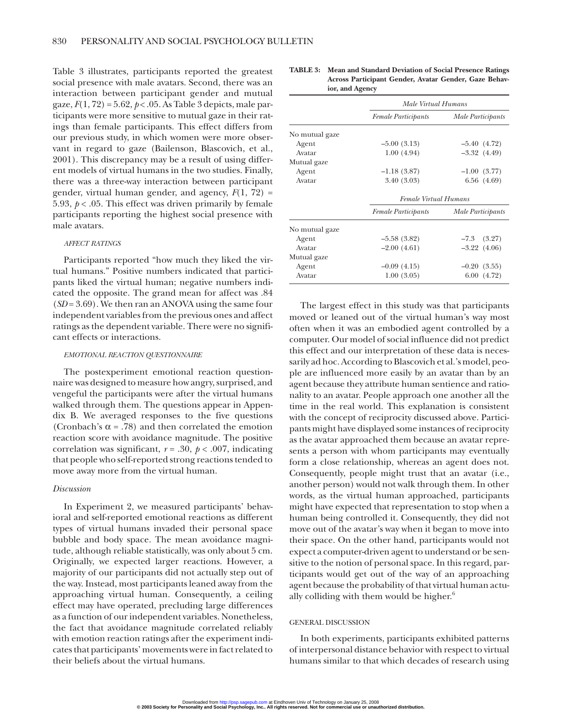Table 3 illustrates, participants reported the greatest social presence with male avatars. Second, there was an interaction between participant gender and mutual gaze, $F(1, 72) = 5.62$, $p < .05$. As Table 3 depicts, male participants were more sensitive to mutual gaze in their ratings than female participants. This effect differs from our previous study, in which women were more observant in regard to gaze (Bailenson, Blascovich, et al., 2001). This discrepancy may be a result of using different models of virtual humans in the two studies. Finally, there was a three-way interaction between participant gender, virtual human gender, and agency, $F(1, 72) = 5.93$, $p < .05$. This effect was driven primarily by female participants reporting the highest social presence with male avatars.

#### AFFECT RATINGS

Participants reported "how much they liked the virtual humans." Positive numbers indicated that participants liked the virtual human; negative numbers indicated the opposite. The grand mean for affect was .84 ($SD = 3.69$). We then ran an ANOVA using the same four independent variables from the previous ones and affect ratings as the dependent variable. There were no significant effects or interactions.

#### EMOTIONAL REACTION QUESTIONNAIRE

The postexperiment emotional reaction questionnaire was designed to measure how angry, surprised, and vengeful the participants were after the virtual humans walked through them. The questions appear in Appendix B. We averaged responses to the five questions (Cronbach's $\alpha = .78$) and then correlated the emotion reaction score with avoidance magnitude. The positive correlation was significant, $r = .30$, $p < .007$, indicating that people who self-reported strong reactions tended to move away more from the virtual human.

### *Discussion*

In Experiment 2, we measured participants' behavioral and self-reported emotional reactions as different types of virtual humans invaded their personal space bubble and body space. The mean avoidance magnitude, although reliable statistically, was only about 5 cm. Originally, we expected larger reactions. However, a majority of our participants did not actually step out of the way. Instead, most participants leaned away from the approaching virtual human. Consequently, a ceiling effect may have operated, precluding large differences as a function of our independent variables. Nonetheless, the fact that avoidance magnitude correlated reliably with emotion reaction ratings after the experiment indicates that participants' movements were in fact related to their beliefs about the virtual humans.

**TABLE 3: Mean and Standard Deviation of Social Presence Ratings Across Participant Gender, Avatar Gender, Gaze Behavior, and Agency**

| | *Male Virtual Humans* | |
|---|---|---|
| | *Female Participants* | *Male Participants* |
| No mutual gaze | | |
| Agent | –5.00 (3.13) | –5.40 (4.72) |
| Avatar | 1.00 (4.94) | –3.32 (4.49) |
| Mutual gaze | | |
| Agent | –1.18 (3.87) | –1.00 (3.77) |
| Avatar | 3.40 (3.03) | 6.56 (4.69) |
| | *Female Virtual Humans* | |
| | *Female Participants* | *Male Participants* |
| No mutual gaze | | |
| Agent | –5.58 (3.82) | –7.3 (3.27) |
| Avatar | –2.00 (4.61) | –3.22 (4.06) |
| Mutual gaze | | |
| Agent | –0.09 (4.15) | –0.20 (3.55) |
| Avatar | 1.00 (3.05) | 6.00 (4.72) |

The largest effect in this study was that participants moved or leaned out of the virtual human's way most often when it was an embodied agent controlled by a computer. Our model of social influence did not predict this effect and our interpretation of these data is necessarily ad hoc. According to Blascovich et al.'s model, people are influenced more easily by an avatar than by an agent because they attribute human sentience and rationality to an avatar. People approach one another all the time in the real world. This explanation is consistent with the concept of reciprocity discussed above. Participants might have displayed some instances of reciprocity as the avatar approached them because an avatar represents a person with whom participants may eventually form a close relationship, whereas an agent does not. Consequently, people might trust that an avatar (i.e., another person) would not walk through them. In other words, as the virtual human approached, participants might have expected that representation to stop when a human being controlled it. Consequently, they did not move out of the avatar's way when it began to move into their space. On the other hand, participants would not expect a computer-driven agent to understand or be sensitive to the notion of personal space. In this regard, participants would get out of the way of an approaching agent because the probability of that virtual human actually colliding with them would be higher.[6]

## GENERAL DISCUSSION

In both experiments, participants exhibited patterns of interpersonal distance behavior with respect to virtual humans similar to that which decades of research using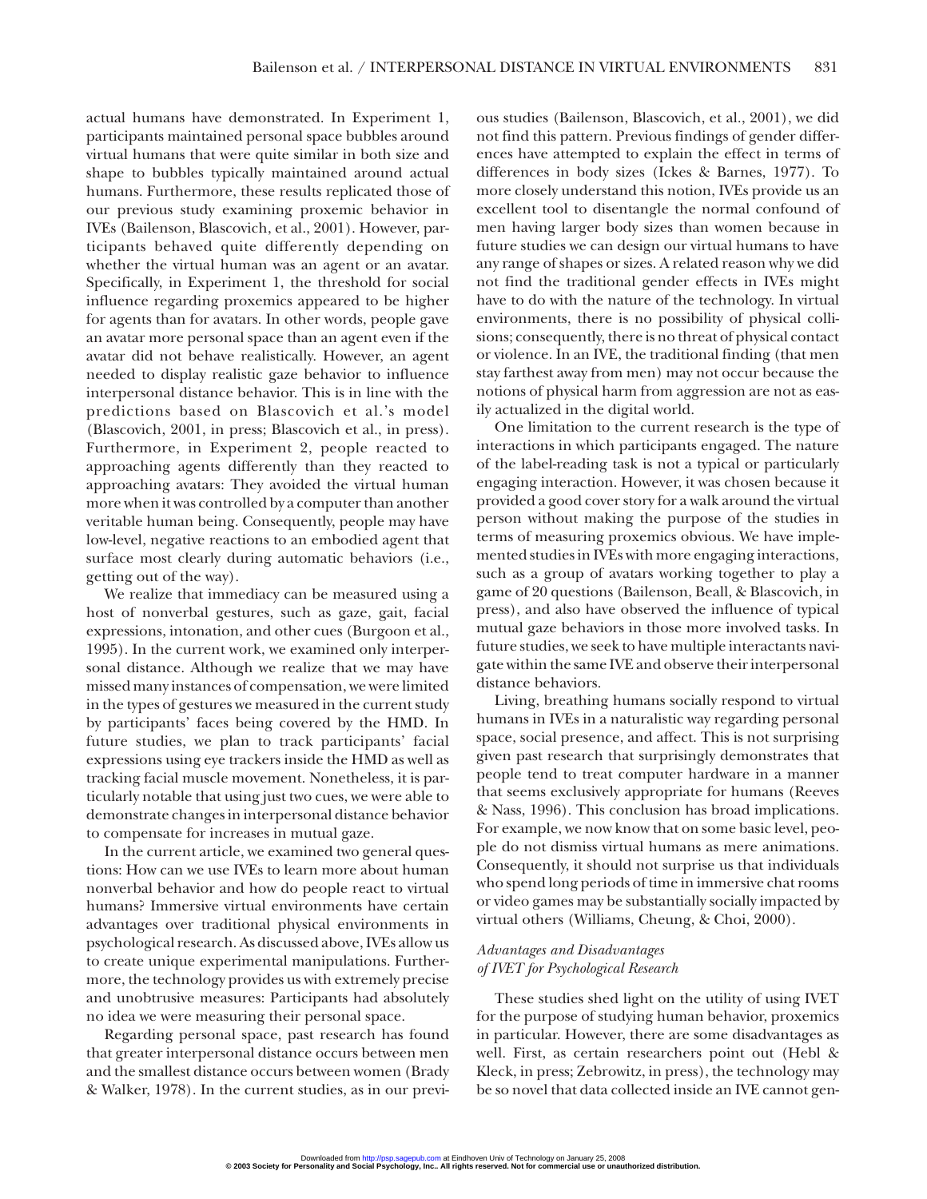actual humans have demonstrated. In Experiment 1, participants maintained personal space bubbles around virtual humans that were quite similar in both size and shape to bubbles typically maintained around actual humans. Furthermore, these results replicated those of our previous study examining proxemic behavior in IVEs (Bailenson, Blascovich, et al., 2001). However, participants behaved quite differently depending on whether the virtual human was an agent or an avatar. Specifically, in Experiment 1, the threshold for social influence regarding proxemics appeared to be higher for agents than for avatars. In other words, people gave an avatar more personal space than an agent even if the avatar did not behave realistically. However, an agent needed to display realistic gaze behavior to influence interpersonal distance behavior. This is in line with the predictions based on Blascovich et al.'s model (Blascovich, 2001, in press; Blascovich et al., in press). Furthermore, in Experiment 2, people reacted to approaching agents differently than they reacted to approaching avatars: They avoided the virtual human more when it was controlled by a computer than another veritable human being. Consequently, people may have low-level, negative reactions to an embodied agent that surface most clearly during automatic behaviors (i.e., getting out of the way).

We realize that immediacy can be measured using a host of nonverbal gestures, such as gaze, gait, facial expressions, intonation, and other cues (Burgoon et al., 1995). In the current work, we examined only interpersonal distance. Although we realize that we may have missed many instances of compensation, we were limited in the types of gestures we measured in the current study by participants' faces being covered by the HMD. In future studies, we plan to track participants' facial expressions using eye trackers inside the HMD as well as tracking facial muscle movement. Nonetheless, it is particularly notable that using just two cues, we were able to demonstrate changes in interpersonal distance behavior to compensate for increases in mutual gaze.

In the current article, we examined two general questions: How can we use IVEs to learn more about human nonverbal behavior and how do people react to virtual humans? Immersive virtual environments have certain advantages over traditional physical environments in psychological research. As discussed above, IVEs allow us to create unique experimental manipulations. Furthermore, the technology provides us with extremely precise and unobtrusive measures: Participants had absolutely no idea we were measuring their personal space.

Regarding personal space, past research has found that greater interpersonal distance occurs between men and the smallest distance occurs between women (Brady & Walker, 1978). In the current studies, as in our previous studies (Bailenson, Blascovich, et al., 2001), we did not find this pattern. Previous findings of gender differences have attempted to explain the effect in terms of differences in body sizes (Ickes & Barnes, 1977). To more closely understand this notion, IVEs provide us an excellent tool to disentangle the normal confound of men having larger body sizes than women because in future studies we can design our virtual humans to have any range of shapes or sizes. A related reason why we did not find the traditional gender effects in IVEs might have to do with the nature of the technology. In virtual environments, there is no possibility of physical collisions; consequently, there is no threat of physical contact or violence. In an IVE, the traditional finding (that men stay farthest away from men) may not occur because the notions of physical harm from aggression are not as easily actualized in the digital world.

One limitation to the current research is the type of interactions in which participants engaged. The nature of the label-reading task is not a typical or particularly engaging interaction. However, it was chosen because it provided a good cover story for a walk around the virtual person without making the purpose of the studies in terms of measuring proxemics obvious. We have implemented studies in IVEs with more engaging interactions, such as a group of avatars working together to play a game of 20 questions (Bailenson, Beall, & Blascovich, in press), and also have observed the influence of typical mutual gaze behaviors in those more involved tasks. In future studies, we seek to have multiple interactants navigate within the same IVE and observe their interpersonal distance behaviors.

Living, breathing humans socially respond to virtual humans in IVEs in a naturalistic way regarding personal space, social presence, and affect. This is not surprising given past research that surprisingly demonstrates that people tend to treat computer hardware in a manner that seems exclusively appropriate for humans (Reeves & Nass, 1996). This conclusion has broad implications. For example, we now know that on some basic level, people do not dismiss virtual humans as mere animations. Consequently, it should not surprise us that individuals who spend long periods of time in immersive chat rooms or video games may be substantially socially impacted by virtual others (Williams, Cheung, & Choi, 2000).

### *Advantages and Disadvantages of IVET for Psychological Research*

These studies shed light on the utility of using IVET for the purpose of studying human behavior, proxemics in particular. However, there are some disadvantages as well. First, as certain researchers point out (Hebl & Kleck, in press; Zebrowitz, in press), the technology may be so novel that data collected inside an IVE cannot gen-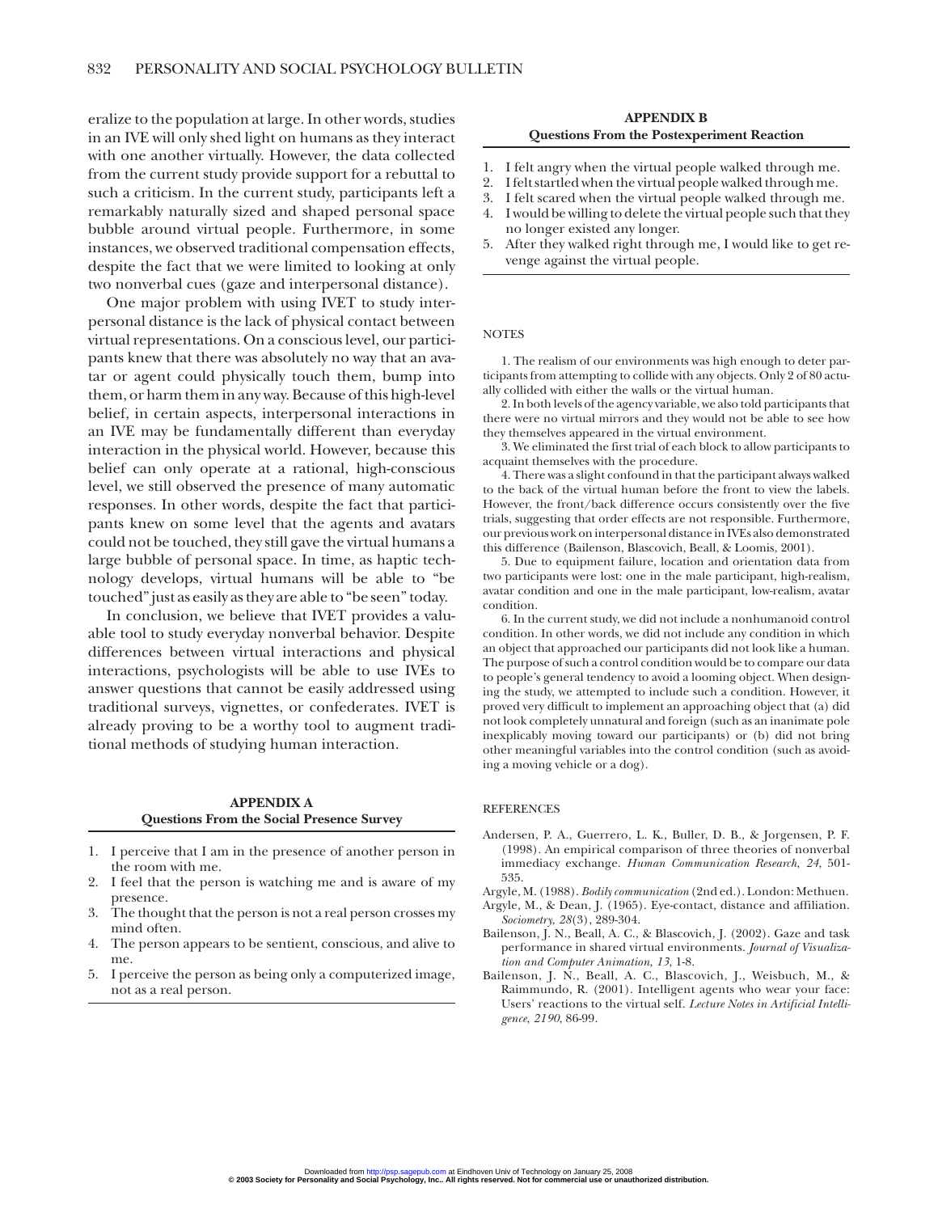eralize to the population at large. In other words, studies in an IVE will only shed light on humans as they interact with one another virtually. However, the data collected from the current study provide support for a rebuttal to such a criticism. In the current study, participants left a remarkably naturally sized and shaped personal space bubble around virtual people. Furthermore, in some instances, we observed traditional compensation effects, despite the fact that we were limited to looking at only two nonverbal cues (gaze and interpersonal distance).

One major problem with using IVET to study interpersonal distance is the lack of physical contact between virtual representations. On a conscious level, our participants knew that there was absolutely no way that an avatar or agent could physically touch them, bump into them, or harm them in any way. Because of this high-level belief, in certain aspects, interpersonal interactions in an IVE may be fundamentally different than everyday interaction in the physical world. However, because this belief can only operate at a rational, high-conscious level, we still observed the presence of many automatic responses. In other words, despite the fact that participants knew on some level that the agents and avatars could not be touched, they still gave the virtual humans a large bubble of personal space. In time, as haptic technology develops, virtual humans will be able to "be touched" just as easily as they are able to "be seen" today.

In conclusion, we believe that IVET provides a valuable tool to study everyday nonverbal behavior. Despite differences between virtual interactions and physical interactions, psychologists will be able to use IVEs to answer questions that cannot be easily addressed using traditional surveys, vignettes, or confederates. IVET is already proving to be a worthy tool to augment traditional methods of studying human interaction.

## APPENDIX A
### Questions From the Social Presence Survey

1. I perceive that I am in the presence of another person in the room with me.
2. I feel that the person is watching me and is aware of my presence.
3. The thought that the person is not a real person crosses my mind often.
4. The person appears to be sentient, conscious, and alive to me.
5. I perceive the person as being only a computerized image, not as a real person.

## APPENDIX B
### Questions From the Postexperiment Reaction

1. I felt angry when the virtual people walked through me.
2. I felt startled when the virtual people walked through me.
3. I felt scared when the virtual people walked through me.
4. I would be willing to delete the virtual people such that they no longer existed any longer.
5. After they walked right through me, I would like to get revenge against the virtual people.

## NOTES

1. The realism of our environments was high enough to deter participants from attempting to collide with any objects. Only 2 of 80 actually collided with either the walls or the virtual human.

2. In both levels of the agency variable, we also told participants that there were no virtual mirrors and they would not be able to see how they themselves appeared in the virtual environment.

3. We eliminated the first trial of each block to allow participants to acquaint themselves with the procedure.

4. There was a slight confound in that the participant always walked to the back of the virtual human before the front to view the labels. However, the front/back difference occurs consistently over the five trials, suggesting that order effects are not responsible. Furthermore, our previous work on interpersonal distance in IVEs also demonstrated this difference (Bailenson, Blascovich, Beall, & Loomis, 2001).

5. Due to equipment failure, location and orientation data from two participants were lost: one in the male participant, high-realism, avatar condition and one in the male participant, low-realism, avatar condition.

6. In the current study, we did not include a nonhumanoid control condition. In other words, we did not include any condition in which an object that approached our participants did not look like a human. The purpose of such a control condition would be to compare our data to people's general tendency to avoid a looming object. When designing the study, we attempted to include such a condition. However, it proved very difficult to implement an approaching object that (a) did not look completely unnatural and foreign (such as an inanimate pole inexplicably moving toward our participants) or (b) did not bring other meaningful variables into the control condition (such as avoiding a moving vehicle or a dog).

## REFERENCES

Andersen, P. A., Guerrero, L. K., Buller, D. B., & Jorgensen, P. F. (1998). An empirical comparison of three theories of nonverbal immediacy exchange. *Human Communication Research*, *24*, 501-535.

Argyle, M. (1988). *Bodily communication* (2nd ed.). London: Methuen.

Argyle, M., & Dean, J. (1965). Eye-contact, distance and affiliation. *Sociometry*, *28*(3), 289-304.

Bailenson, J. N., Beall, A. C., & Blascovich, J. (2002). Gaze and task performance in shared virtual environments. *Journal of Visualization and Computer Animation*, *13*, 1-8.

Bailenson, J. N., Beall, A. C., Blascovich, J., Weisbuch, M., & Raimmundo, R. (2001). Intelligent agents who wear your face: Users' reactions to the virtual self. *Lecture Notes in Artificial Intelligence*, *2190*, 86-99.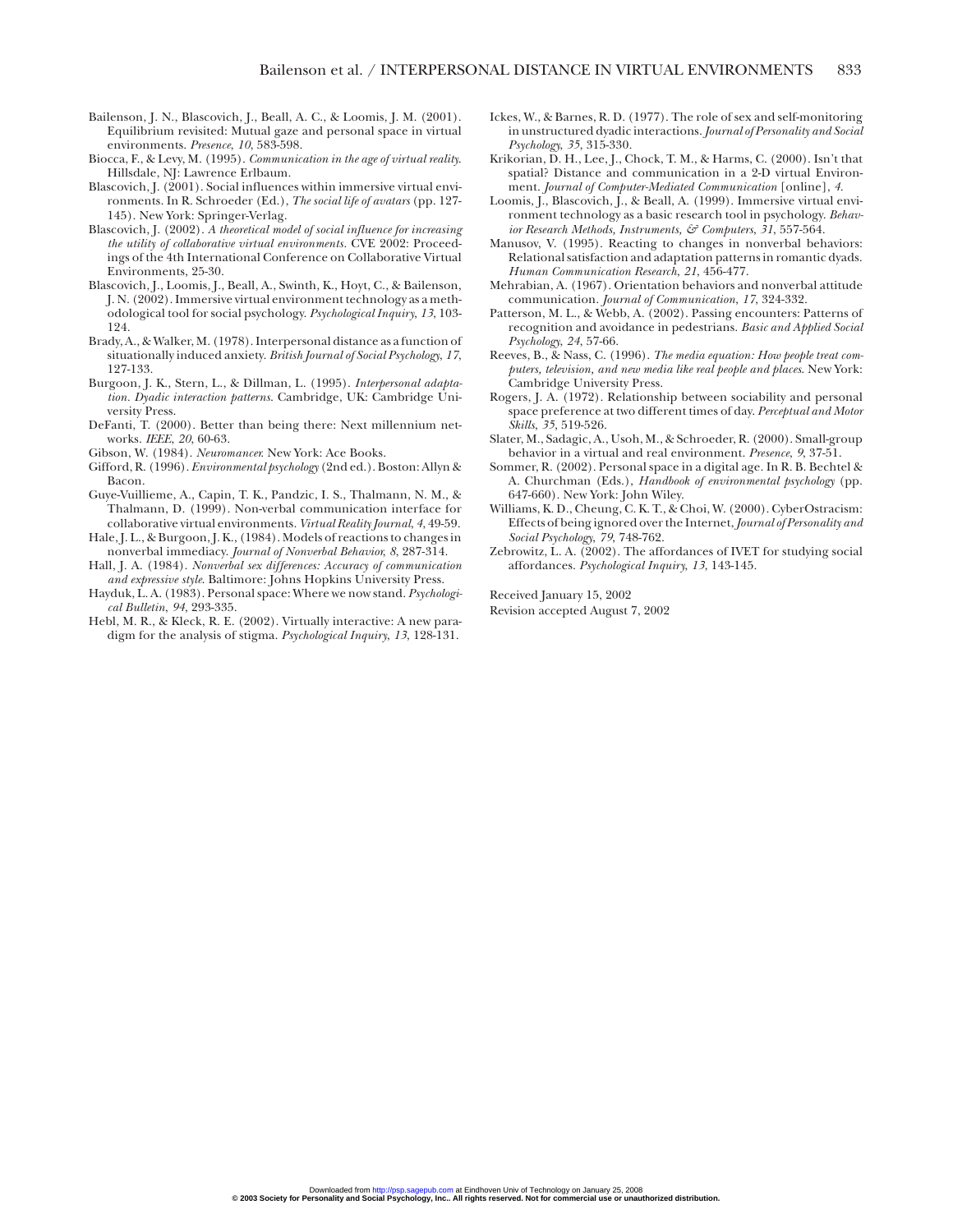Bailenson, J. N., Blascovich, J., Beall, A. C., & Loomis, J. M. (2001). Equilibrium revisited: Mutual gaze and personal space in virtual environments. *Presence*, *10*, 583-598.

Biocca, F., & Levy, M. (1995). *Communication in the age of virtual reality*. Hillsdale, NJ: Lawrence Erlbaum.

Blascovich, J. (2001). Social influences within immersive virtual environments. In R. Schroeder (Ed.), *The social life of avatars* (pp. 127-145). New York: Springer-Verlag.

Blascovich, J. (2002). *A theoretical model of social influence for increasing the utility of collaborative virtual environments*. CVE 2002: Proceedings of the 4th International Conference on Collaborative Virtual Environments, 25-30.

Blascovich, J., Loomis, J., Beall, A., Swinth, K., Hoyt, C., & Bailenson, J. N. (2002). Immersive virtual environment technology as a methodological tool for social psychology. *Psychological Inquiry*, *13*, 103-124.

Brady, A., & Walker, M. (1978). Interpersonal distance as a function of situationally induced anxiety. *British Journal of Social Psychology*, *17*, 127-133.

Burgoon, J. K., Stern, L., & Dillman, L. (1995). *Interpersonal adaptation. Dyadic interaction patterns*. Cambridge, UK: Cambridge University Press.

DeFanti, T. (2000). Better than being there: Next millennium networks. *IEEE*, *20*, 60-63.

Gibson, W. (1984). *Neuromancer*. New York: Ace Books.

Gifford, R. (1996). *Environmental psychology* (2nd ed.). Boston: Allyn & Bacon.

Guye-Vuillieme, A., Capin, T. K., Pandzic, I. S., Thalmann, N. M., & Thalmann, D. (1999). Non-verbal communication interface for collaborative virtual environments. *Virtual Reality Journal*, *4*, 49-59.

Hale, J. L., & Burgoon, J. K., (1984). Models of reactions to changes in nonverbal immediacy. *Journal of Nonverbal Behavior*, *8*, 287-314.

Hall, J. A. (1984). *Nonverbal sex differences: Accuracy of communication and expressive style*. Baltimore: Johns Hopkins University Press.

Hayduk, L. A. (1983). Personal space: Where we now stand. *Psychological Bulletin*, *94*, 293-335.

Hebl, M. R., & Kleck, R. E. (2002). Virtually interactive: A new paradigm for the analysis of stigma. *Psychological Inquiry*, *13*, 128-131.

Ickes, W., & Barnes, R. D. (1977). The role of sex and self-monitoring in unstructured dyadic interactions. *Journal of Personality and Social Psychology*, *35*, 315-330.

Krikorian, D. H., Lee, J., Chock, T. M., & Harms, C. (2000). Isn't that spatial? Distance and communication in a 2-D virtual Environment. *Journal of Computer-Mediated Communication* [online], *4*.

Loomis, J., Blascovich, J., & Beall, A. (1999). Immersive virtual environment technology as a basic research tool in psychology. *Behavior Research Methods, Instruments, & Computers*, *31*, 557-564.

Manusov, V. (1995). Reacting to changes in nonverbal behaviors: Relational satisfaction and adaptation patterns in romantic dyads. *Human Communication Research*, *21*, 456-477.

Mehrabian, A. (1967). Orientation behaviors and nonverbal attitude communication. *Journal of Communication*, *17*, 324-332.

Patterson, M. L., & Webb, A. (2002). Passing encounters: Patterns of recognition and avoidance in pedestrians. *Basic and Applied Social Psychology*, *24*, 57-66.

Reeves, B., & Nass, C. (1996). *The media equation: How people treat computers, television, and new media like real people and places*. New York: Cambridge University Press.

Rogers, J. A. (1972). Relationship between sociability and personal space preference at two different times of day. *Perceptual and Motor Skills*, *35*, 519-526.

Slater, M., Sadagic, A., Usoh, M., & Schroeder, R. (2000). Small-group behavior in a virtual and real environment. *Presence*, *9*, 37-51.

Sommer, R. (2002). Personal space in a digital age. In R. B. Bechtel & A. Churchman (Eds.), *Handbook of environmental psychology* (pp. 647-660). New York: John Wiley.

Williams, K. D., Cheung, C. K. T., & Choi, W. (2000). CyberOstracism: Effects of being ignored over the Internet, *Journal of Personality and Social Psychology*, *79*, 748-762.

Zebrowitz, L. A. (2002). The affordances of IVET for studying social affordances. *Psychological Inquiry*, *13*, 143-145.

Received January 15, 2002

Revision accepted August 7, 2002